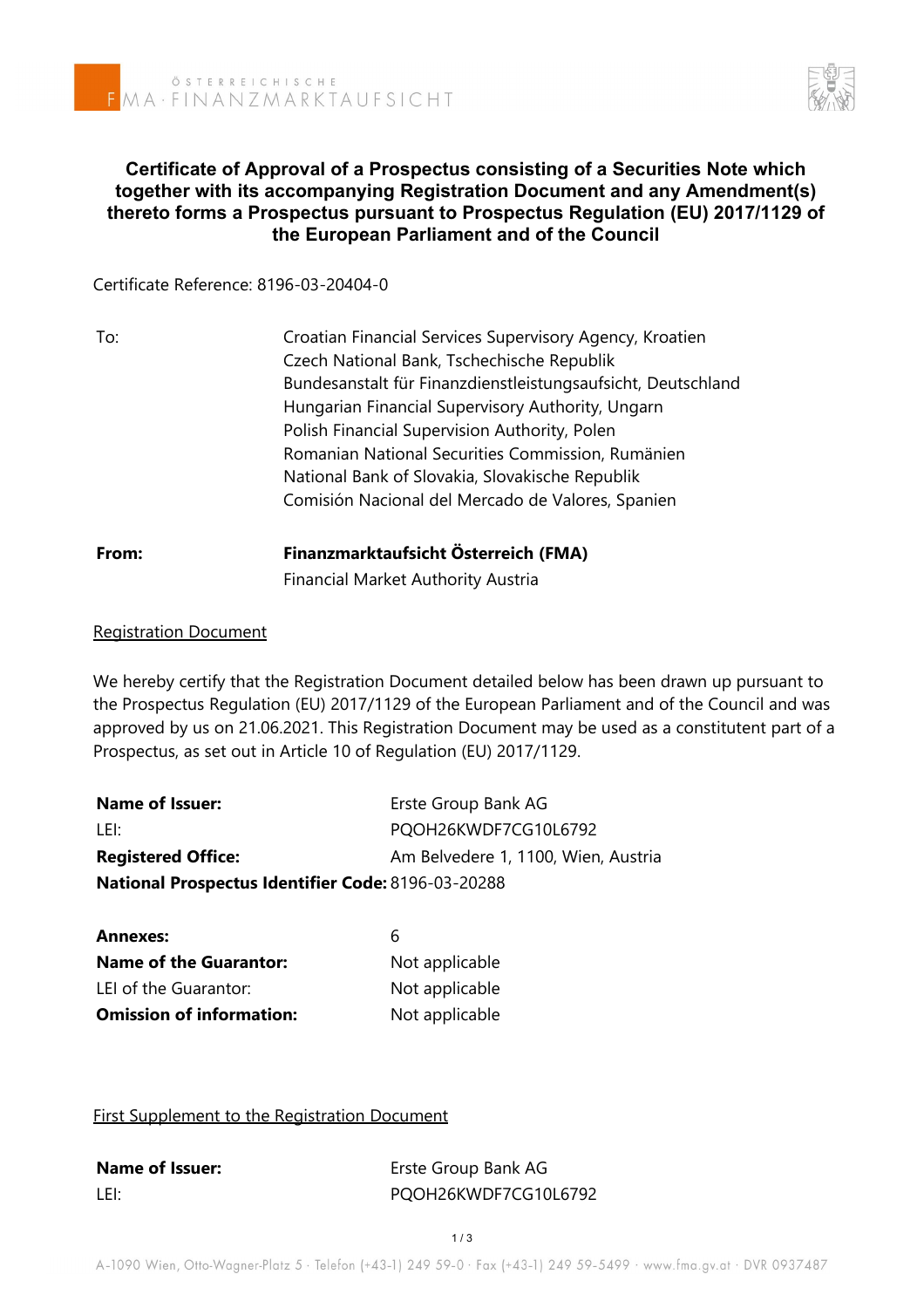# Certificate of Approval of a Prospectus consisting of a Securities Note which together with its accompanying Registration Document and any Amendment(s) thereto forms a Prospectus pursuant to Prospectus Regulation (EU) 2017/1129 of the European Parliament and of the Council

Certificate Reference: 8196-03-20404-0

| | |
|---|---|
| To: | Croatian Financial Services Supervisory Agency, Kroatien<br>Czech National Bank, Tschechische Republik<br>Bundesanstalt für Finanzdienstleistungsaufsicht, Deutschland<br>Hungarian Financial Supervisory Authority, Ungarn<br>Polish Financial Supervision Authority, Polen<br>Romanian National Securities Commission, Rumänien<br>National Bank of Slovakia, Slovakische Republik<br>Comisión Nacional del Mercado de Valores, Spanien |
| **From:** | **Finanzmarktaufsicht Österreich (FMA)**<br>Financial Market Authority Austria |

## Registration Document

We hereby certify that the Registration Document detailed below has been drawn up pursuant to the Prospectus Regulation (EU) 2017/1129 of the European Parliament and of the Council and was approved by us on 21.06.2021. This Registration Document may be used as a constitutent part of a Prospectus, as set out in Article 10 of Regulation (EU) 2017/1129.

| | |
|---|---|
| **Name of Issuer:** | Erste Group Bank AG |
| LEI: | PQOH26KWDF7CG10L6792 |
| **Registered Office:** | Am Belvedere 1, 1100, Wien, Austria |
| **National Prospectus Identifier Code:** | 8196-03-20288 |

| | |
|---|---|
| **Annexes:** | 6 |
| **Name of the Guarantor:** | Not applicable |
| LEI of the Guarantor: | Not applicable |
| **Omission of information:** | Not applicable |

## First Supplement to the Registration Document

| | |
|---|---|
| **Name of Issuer:** | Erste Group Bank AG |
| LEI: | PQOH26KWDF7CG10L6792 |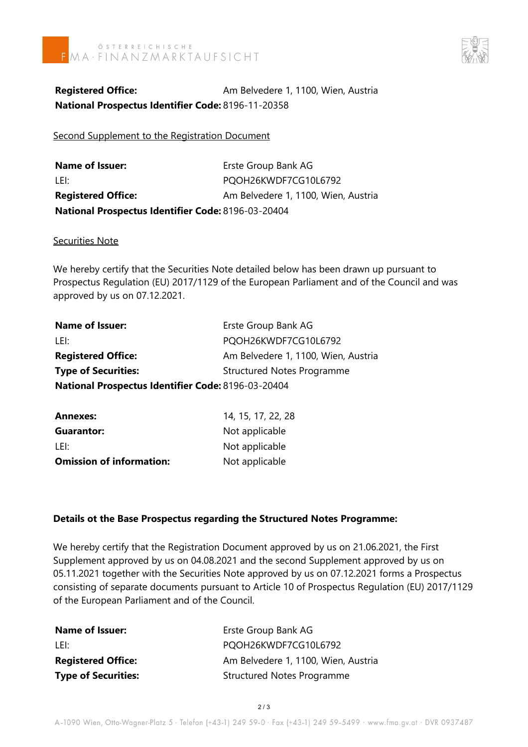| | |
|---|---|
| **Registered Office:** | Am Belvedere 1, 1100, Wien, Austria |
| **National Prospectus Identifier Code:** | 8196-11-20358 |

Second Supplement to the Registration Document

| | |
|---|---|
| **Name of Issuer:** | Erste Group Bank AG |
| LEI: | PQOH26KWDF7CG10L6792 |
| **Registered Office:** | Am Belvedere 1, 1100, Wien, Austria |
| **National Prospectus Identifier Code:** | 8196-03-20404 |

Securities Note

We hereby certify that the Securities Note detailed below has been drawn up pursuant to Prospectus Regulation (EU) 2017/1129 of the European Parliament and of the Council and was approved by us on 07.12.2021.

| | |
|---|---|
| **Name of Issuer:** | Erste Group Bank AG |
| LEI: | PQOH26KWDF7CG10L6792 |
| **Registered Office:** | Am Belvedere 1, 1100, Wien, Austria |
| **Type of Securities:** | Structured Notes Programme |
| **National Prospectus Identifier Code:** | 8196-03-20404 |

| | |
|---|---|
| **Annexes:** | 14, 15, 17, 22, 28 |
| **Guarantor:** | Not applicable |
| LEI: | Not applicable |
| **Omission of information:** | Not applicable |

**Details ot the Base Prospectus regarding the Structured Notes Programme:**

We hereby certify that the Registration Document approved by us on 21.06.2021, the First Supplement approved by us on 04.08.2021 and the second Supplement approved by us on 05.11.2021 together with the Securities Note approved by us on 07.12.2021 forms a Prospectus consisting of separate documents pursuant to Article 10 of Prospectus Regulation (EU) 2017/1129 of the European Parliament and of the Council.

| | |
|---|---|
| **Name of Issuer:** | Erste Group Bank AG |
| LEI: | PQOH26KWDF7CG10L6792 |
| **Registered Office:** | Am Belvedere 1, 1100, Wien, Austria |
| **Type of Securities:** | Structured Notes Programme |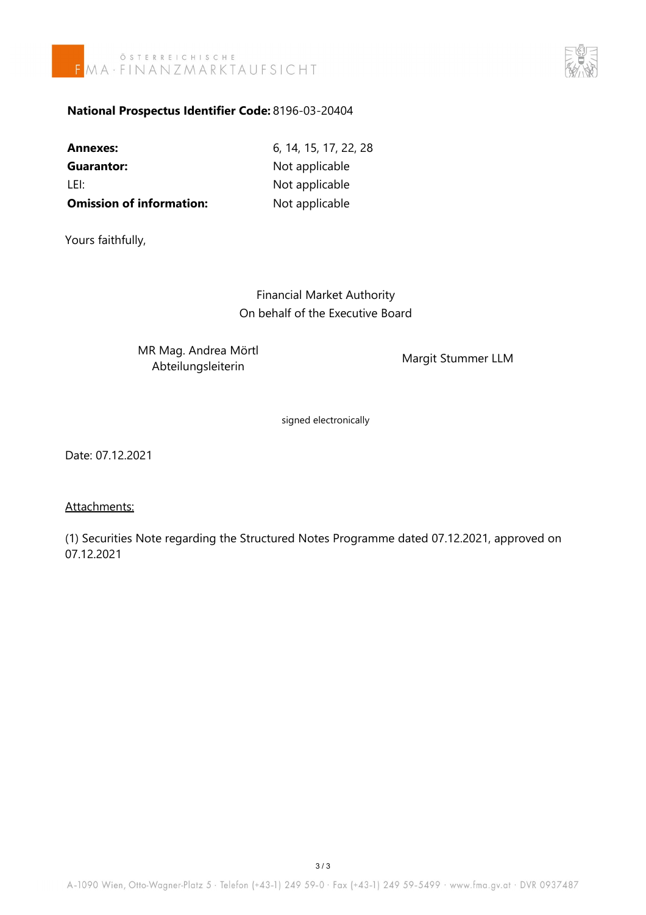**National Prospectus Identifier Code:** 8196-03-20404

| | |
|---|---|
| **Annexes:** | 6, 14, 15, 17, 22, 28 |
| **Guarantor:** | Not applicable |
| LEI: | Not applicable |
| **Omission of information:** | Not applicable |

Yours faithfully,

Financial Market Authority
On behalf of the Executive Board

MR Mag. Andrea Mörtl
Abteilungsleiterin

Margit Stummer LLM

signed electronically

Date: 07.12.2021

Attachments:

(1) Securities Note regarding the Structured Notes Programme dated 07.12.2021, approved on 07.12.2021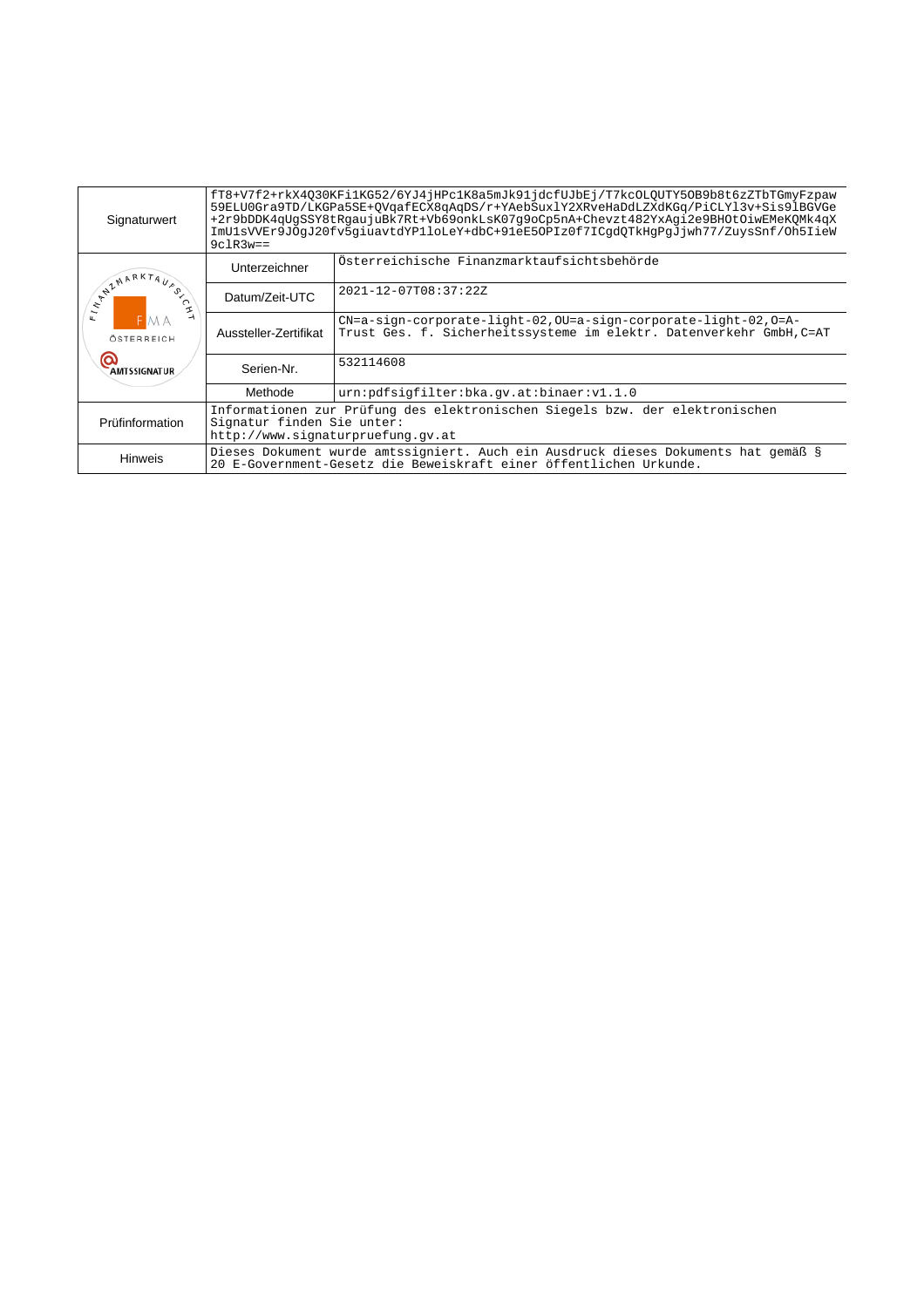| | | |
|---|---|---|
| Signaturwert | fT8+V7f2+rkX4Q30KFi1KG52/6YJ4jHPc1K8a5mJk91jdcfUJbEj/T7kcOLQUTY5OB9b8t6zZTbTGmyFzpaw59ELU0Gra9TD/LKGPa5SE+QVqafECX8qAqDS/r+YAebSuxlY2XRveHaDdLZXdKGq/PiCLYl3v+Sis9lBGVGe+2r9bDDK4qUgSSY8tRgaujuBk7Rt+Vb69onkLsK07g9oCp5nA+Chevzt482YxAgi2e9BHOtOiwEMeKQMk4qXImU1sVVEr9JOgJ20fv5giuavtdYP1loLeY+dbC+91eE5OPIz0f7ICgdQTkHgPgJjwh77/ZuysSnf/Oh5IieW9clR3w== | |
| FINANZMARKTAUFSICHT FMA ÖSTERREICH AMTSSIGNATUR | Unterzeichner | Österreichische Finanzmarktaufsichtsbehörde |
| | Datum/Zeit-UTC | 2021-12-07T08:37:22Z |
| | Aussteller-Zertifikat | CN=a-sign-corporate-light-02,OU=a-sign-corporate-light-02,O=A-Trust Ges. f. Sicherheitssysteme im elektr. Datenverkehr GmbH,C=AT |
| | Serien-Nr. | 532114608 |
| | Methode | urn:pdfsigfilter:bka.gv.at:binaer:v1.1.0 |
| Prüfinformation | Informationen zur Prüfung des elektronischen Siegels bzw. der elektronischen Signatur finden Sie unter: http://www.signaturpruefung.gv.at | |
| Hinweis | Dieses Dokument wurde amtssigniert. Auch ein Ausdruck dieses Dokuments hat gemäß § 20 E-Government-Gesetz die Beweiskraft einer öffentlichen Urkunde. | |